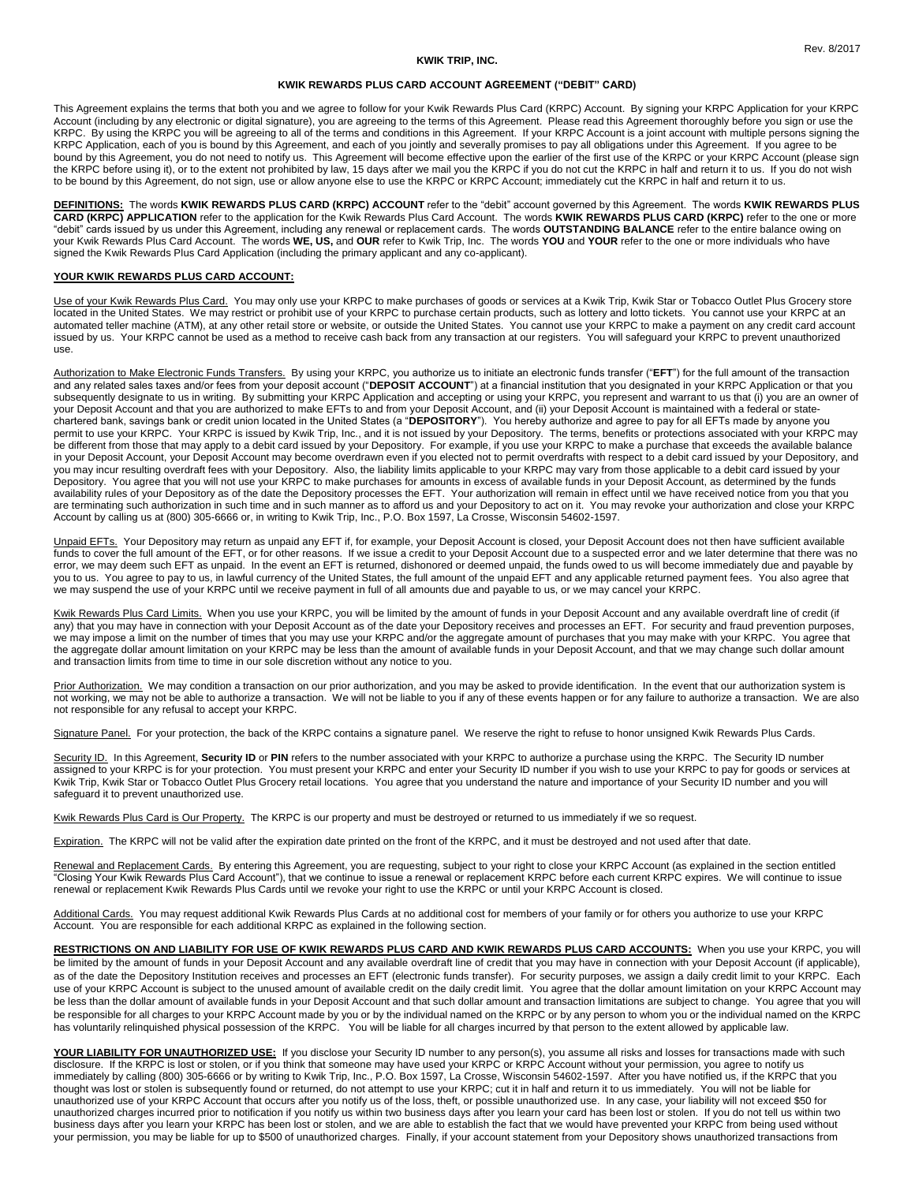Rev. 8/2017

**KWIK TRIP, INC.**

**KWIK REWARDS PLUS CARD ACCOUNT AGREEMENT ("DEBIT" CARD)**

This Agreement explains the terms that both you and we agree to follow for your Kwik Rewards Plus Card (KRPC) Account. By signing your KRPC Application for your KRPC Account (including by any electronic or digital signature), you are agreeing to the terms of this Agreement. Please read this Agreement thoroughly before you sign or use the KRPC. By using the KRPC you will be agreeing to all of the terms and conditions in this Agreement. If your KRPC Account is a joint account with multiple persons signing the KRPC Application, each of you is bound by this Agreement, and each of you jointly and severally promises to pay all obligations under this Agreement. If you agree to be bound by this Agreement, you do not need to notify us. This Agreement will become effective upon the earlier of the first use of the KRPC or your KRPC Account (please sign the KRPC before using it), or to the extent not prohibited by law, 15 days after we mail you the KRPC if you do not cut the KRPC in half and return it to us. If you do not wish to be bound by this Agreement, do not sign, use or allow anyone else to use the KRPC or KRPC Account; immediately cut the KRPC in half and return it to us.

**DEFINITIONS:** The words **KWIK REWARDS PLUS CARD (KRPC) ACCOUNT** refer to the "debit" account governed by this Agreement. The words **KWIK REWARDS PLUS CARD (KRPC) APPLICATION** refer to the application for the Kwik Rewards Plus Card Account. The words **KWIK REWARDS PLUS CARD (KRPC)** refer to the one or more "debit" cards issued by us under this Agreement, including any renewal or replacement cards. The words **OUTSTANDING BALANCE** refer to the entire balance owing on your Kwik Rewards Plus Card Account. The words **WE, US,** and **OUR** refer to Kwik Trip, Inc. The words **YOU** and **YOUR** refer to the one or more individuals who have signed the Kwik Rewards Plus Card Application (including the primary applicant and any co-applicant).

**YOUR KWIK REWARDS PLUS CARD ACCOUNT:**

Use of your Kwik Rewards Plus Card. You may only use your KRPC to make purchases of goods or services at a Kwik Trip, Kwik Star or Tobacco Outlet Plus Grocery store located in the United States. We may restrict or prohibit use of your KRPC to purchase certain products, such as lottery and lotto tickets. You cannot use your KRPC at an automated teller machine (ATM), at any other retail store or website, or outside the United States. You cannot use your KRPC to make a payment on any credit card account issued by us. Your KRPC cannot be used as a method to receive cash back from any transaction at our registers. You will safeguard your KRPC to prevent unauthorized use.

Authorization to Make Electronic Funds Transfers. By using your KRPC, you authorize us to initiate an electronic funds transfer ("**EFT**") for the full amount of the transaction and any related sales taxes and/or fees from your deposit account ("**DEPOSIT ACCOUNT**") at a financial institution that you designated in your KRPC Application or that you subsequently designate to us in writing. By submitting your KRPC Application and accepting or using your KRPC, you represent and warrant to us that (i) you are an owner of your Deposit Account and that you are authorized to make EFTs to and from your Deposit Account, and (ii) your Deposit Account is maintained with a federal or state-chartered bank, savings bank or credit union located in the United States (a "**DEPOSITORY**"). You hereby authorize and agree to pay for all EFTs made by anyone you permit to use your KRPC. Your KRPC is issued by Kwik Trip, Inc., and it is not issued by your Depository. The terms, benefits or protections associated with your KRPC may be different from those that may apply to a debit card issued by your Depository. For example, if you use your KRPC to make a purchase that exceeds the available balance in your Deposit Account, your Deposit Account may become overdrawn even if you elected not to permit overdrafts with respect to a debit card issued by your Depository, and you may incur resulting overdraft fees with your Depository. Also, the liability limits applicable to your KRPC may vary from those applicable to a debit card issued by your Depository. You agree that you will not use your KRPC to make purchases for amounts in excess of available funds in your Deposit Account, as determined by the funds availability rules of your Depository as of the date the Depository processes the EFT. Your authorization will remain in effect until we have received notice from you that you are terminating such authorization in such time and in such manner as to afford us and your Depository to act on it. You may revoke your authorization and close your KRPC Account by calling us at (800) 305-6666 or, in writing to Kwik Trip, Inc., P.O. Box 1597, La Crosse, Wisconsin 54602-1597.

Unpaid EFTs. Your Depository may return as unpaid any EFT if, for example, your Deposit Account is closed, your Deposit Account does not then have sufficient available funds to cover the full amount of the EFT, or for other reasons. If we issue a credit to your Deposit Account due to a suspected error and we later determine that there was no error, we may deem such EFT as unpaid. In the event an EFT is returned, dishonored or deemed unpaid, the funds owed to us will become immediately due and payable by you to us. You agree to pay to us, in lawful currency of the United States, the full amount of the unpaid EFT and any applicable returned payment fees. You also agree that we may suspend the use of your KRPC until we receive payment in full of all amounts due and payable to us, or we may cancel your KRPC.

Kwik Rewards Plus Card Limits. When you use your KRPC, you will be limited by the amount of funds in your Deposit Account and any available overdraft line of credit (if any) that you may have in connection with your Deposit Account as of the date your Depository receives and processes an EFT. For security and fraud prevention purposes, we may impose a limit on the number of times that you may use your KRPC and/or the aggregate amount of purchases that you may make with your KRPC. You agree that the aggregate dollar amount limitation on your KRPC may be less than the amount of available funds in your Deposit Account, and that we may change such dollar amount and transaction limits from time to time in our sole discretion without any notice to you.

Prior Authorization. We may condition a transaction on our prior authorization, and you may be asked to provide identification. In the event that our authorization system is not working, we may not be able to authorize a transaction. We will not be liable to you if any of these events happen or for any failure to authorize a transaction. We are also not responsible for any refusal to accept your KRPC.

Signature Panel. For your protection, the back of the KRPC contains a signature panel. We reserve the right to refuse to honor unsigned Kwik Rewards Plus Cards.

Security ID. In this Agreement, **Security ID** or **PIN** refers to the number associated with your KRPC to authorize a purchase using the KRPC. The Security ID number assigned to your KRPC is for your protection. You must present your KRPC and enter your Security ID number if you wish to use your KRPC to pay for goods or services at Kwik Trip, Kwik Star or Tobacco Outlet Plus Grocery retail locations. You agree that you understand the nature and importance of your Security ID number and you will safeguard it to prevent unauthorized use.

Kwik Rewards Plus Card is Our Property. The KRPC is our property and must be destroyed or returned to us immediately if we so request.

Expiration. The KRPC will not be valid after the expiration date printed on the front of the KRPC, and it must be destroyed and not used after that date.

Renewal and Replacement Cards. By entering this Agreement, you are requesting, subject to your right to close your KRPC Account (as explained in the section entitled "Closing Your Kwik Rewards Plus Card Account"), that we continue to issue a renewal or replacement KRPC before each current KRPC expires. We will continue to issue renewal or replacement Kwik Rewards Plus Cards until we revoke your right to use the KRPC or until your KRPC Account is closed.

Additional Cards. You may request additional Kwik Rewards Plus Cards at no additional cost for members of your family or for others you authorize to use your KRPC Account. You are responsible for each additional KRPC as explained in the following section.

**RESTRICTIONS ON AND LIABILITY FOR USE OF KWIK REWARDS PLUS CARD AND KWIK REWARDS PLUS CARD ACCOUNTS:** When you use your KRPC, you will be limited by the amount of funds in your Deposit Account and any available overdraft line of credit that you may have in connection with your Deposit Account (if applicable), as of the date the Depository Institution receives and processes an EFT (electronic funds transfer). For security purposes, we assign a daily credit limit to your KRPC. Each use of your KRPC Account is subject to the unused amount of available credit on the daily credit limit. You agree that the dollar amount limitation on your KRPC Account may be less than the dollar amount of available funds in your Deposit Account and that such dollar amount and transaction limitations are subject to change. You agree that you will be responsible for all charges to your KRPC Account made by you or by the individual named on the KRPC or by any person to whom you or the individual named on the KRPC has voluntarily relinquished physical possession of the KRPC. You will be liable for all charges incurred by that person to the extent allowed by applicable law.

**YOUR LIABILITY FOR UNAUTHORIZED USE:** If you disclose your Security ID number to any person(s), you assume all risks and losses for transactions made with such disclosure. If the KRPC is lost or stolen, or if you think that someone may have used your KRPC or KRPC Account without your permission, you agree to notify us immediately by calling (800) 305-6666 or by writing to Kwik Trip, Inc., P.O. Box 1597, La Crosse, Wisconsin 54602-1597. After you have notified us, if the KRPC that you thought was lost or stolen is subsequently found or returned, do not attempt to use your KRPC; cut it in half and return it to us immediately. You will not be liable for unauthorized use of your KRPC Account that occurs after you notify us of the loss, theft, or possible unauthorized use. In any case, your liability will not exceed $50 for unauthorized charges incurred prior to notification if you notify us within two business days after you learn your card has been lost or stolen. If you do not tell us within two business days after you learn your KRPC has been lost or stolen, and we are able to establish the fact that we would have prevented your KRPC from being used without your permission, you may be liable for up to $500 of unauthorized charges. Finally, if your account statement from your Depository shows unauthorized transactions from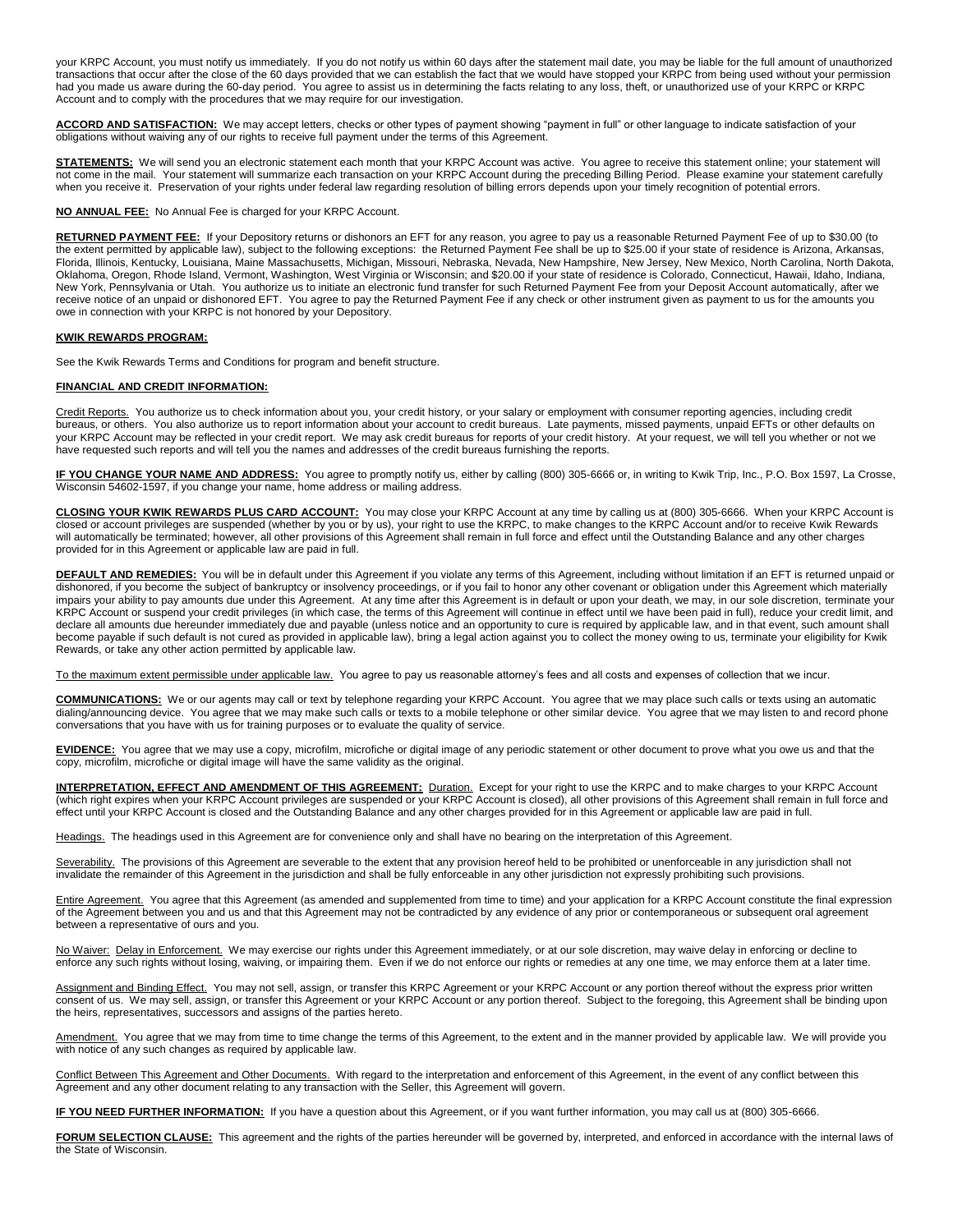your KRPC Account, you must notify us immediately. If you do not notify us within 60 days after the statement mail date, you may be liable for the full amount of unauthorized transactions that occur after the close of the 60 days provided that we can establish the fact that we would have stopped your KRPC from being used without your permission had you made us aware during the 60-day period. You agree to assist us in determining the facts relating to any loss, theft, or unauthorized use of your KRPC or KRPC Account and to comply with the procedures that we may require for our investigation.

**ACCORD AND SATISFACTION:** We may accept letters, checks or other types of payment showing "payment in full" or other language to indicate satisfaction of your obligations without waiving any of our rights to receive full payment under the terms of this Agreement.

**STATEMENTS:** We will send you an electronic statement each month that your KRPC Account was active. You agree to receive this statement online; your statement will not come in the mail. Your statement will summarize each transaction on your KRPC Account during the preceding Billing Period. Please examine your statement carefully when you receive it. Preservation of your rights under federal law regarding resolution of billing errors depends upon your timely recognition of potential errors.

**NO ANNUAL FEE:** No Annual Fee is charged for your KRPC Account.

**RETURNED PAYMENT FEE:** If your Depository returns or dishonors an EFT for any reason, you agree to pay us a reasonable Returned Payment Fee of up to $30.00 (to the extent permitted by applicable law), subject to the following exceptions: the Returned Payment Fee shall be up to $25.00 if your state of residence is Arizona, Arkansas, Florida, Illinois, Kentucky, Louisiana, Maine Massachusetts, Michigan, Missouri, Nebraska, Nevada, New Hampshire, New Jersey, New Mexico, North Carolina, North Dakota, Oklahoma, Oregon, Rhode Island, Vermont, Washington, West Virginia or Wisconsin; and $20.00 if your state of residence is Colorado, Connecticut, Hawaii, Idaho, Indiana, New York, Pennsylvania or Utah. You authorize us to initiate an electronic fund transfer for such Returned Payment Fee from your Deposit Account automatically, after we receive notice of an unpaid or dishonored EFT. You agree to pay the Returned Payment Fee if any check or other instrument given as payment to us for the amounts you owe in connection with your KRPC is not honored by your Depository.

**KWIK REWARDS PROGRAM:**

See the Kwik Rewards Terms and Conditions for program and benefit structure.

**FINANCIAL AND CREDIT INFORMATION:**

Credit Reports. You authorize us to check information about you, your credit history, or your salary or employment with consumer reporting agencies, including credit bureaus, or others. You also authorize us to report information about your account to credit bureaus. Late payments, missed payments, unpaid EFTs or other defaults on your KRPC Account may be reflected in your credit report. We may ask credit bureaus for reports of your credit history. At your request, we will tell you whether or not we have requested such reports and will tell you the names and addresses of the credit bureaus furnishing the reports.

**IF YOU CHANGE YOUR NAME AND ADDRESS:** You agree to promptly notify us, either by calling (800) 305-6666 or, in writing to Kwik Trip, Inc., P.O. Box 1597, La Crosse, Wisconsin 54602-1597, if you change your name, home address or mailing address.

**CLOSING YOUR KWIK REWARDS PLUS CARD ACCOUNT:** You may close your KRPC Account at any time by calling us at (800) 305-6666. When your KRPC Account is closed or account privileges are suspended (whether by you or by us), your right to use the KRPC, to make changes to the KRPC Account and/or to receive Kwik Rewards will automatically be terminated; however, all other provisions of this Agreement shall remain in full force and effect until the Outstanding Balance and any other charges provided for in this Agreement or applicable law are paid in full.

**DEFAULT AND REMEDIES:** You will be in default under this Agreement if you violate any terms of this Agreement, including without limitation if an EFT is returned unpaid or dishonored, if you become the subject of bankruptcy or insolvency proceedings, or if you fail to honor any other covenant or obligation under this Agreement which materially impairs your ability to pay amounts due under this Agreement. At any time after this Agreement is in default or upon your death, we may, in our sole discretion, terminate your KRPC Account or suspend your credit privileges (in which case, the terms of this Agreement will continue in effect until we have been paid in full), reduce your credit limit, and declare all amounts due hereunder immediately due and payable (unless notice and an opportunity to cure is required by applicable law, and in that event, such amount shall become payable if such default is not cured as provided in applicable law), bring a legal action against you to collect the money owing to us, terminate your eligibility for Kwik Rewards, or take any other action permitted by applicable law.

To the maximum extent permissible under applicable law. You agree to pay us reasonable attorney's fees and all costs and expenses of collection that we incur.

**COMMUNICATIONS:** We or our agents may call or text by telephone regarding your KRPC Account. You agree that we may place such calls or texts using an automatic dialing/announcing device. You agree that we may make such calls or texts to a mobile telephone or other similar device. You agree that we may listen to and record phone conversations that you have with us for training purposes or to evaluate the quality of service.

**EVIDENCE:** You agree that we may use a copy, microfilm, microfiche or digital image of any periodic statement or other document to prove what you owe us and that the copy, microfilm, microfiche or digital image will have the same validity as the original.

**INTERPRETATION, EFFECT AND AMENDMENT OF THIS AGREEMENT:** Duration. Except for your right to use the KRPC and to make charges to your KRPC Account (which right expires when your KRPC Account privileges are suspended or your KRPC Account is closed), all other provisions of this Agreement shall remain in full force and effect until your KRPC Account is closed and the Outstanding Balance and any other charges provided for in this Agreement or applicable law are paid in full.

Headings. The headings used in this Agreement are for convenience only and shall have no bearing on the interpretation of this Agreement.

Severability. The provisions of this Agreement are severable to the extent that any provision hereof held to be prohibited or unenforceable in any jurisdiction shall not invalidate the remainder of this Agreement in the jurisdiction and shall be fully enforceable in any other jurisdiction not expressly prohibiting such provisions.

Entire Agreement. You agree that this Agreement (as amended and supplemented from time to time) and your application for a KRPC Account constitute the final expression of the Agreement between you and us and that this Agreement may not be contradicted by any evidence of any prior or contemporaneous or subsequent oral agreement between a representative of ours and you.

No Waiver: Delay in Enforcement. We may exercise our rights under this Agreement immediately, or at our sole discretion, may waive delay in enforcing or decline to enforce any such rights without losing, waiving, or impairing them. Even if we do not enforce our rights or remedies at any one time, we may enforce them at a later time.

Assignment and Binding Effect. You may not sell, assign, or transfer this KRPC Agreement or your KRPC Account or any portion thereof without the express prior written consent of us. We may sell, assign, or transfer this Agreement or your KRPC Account or any portion thereof. Subject to the foregoing, this Agreement shall be binding upon the heirs, representatives, successors and assigns of the parties hereto.

Amendment. You agree that we may from time to time change the terms of this Agreement, to the extent and in the manner provided by applicable law. We will provide you with notice of any such changes as required by applicable law.

Conflict Between This Agreement and Other Documents. With regard to the interpretation and enforcement of this Agreement, in the event of any conflict between this Agreement and any other document relating to any transaction with the Seller, this Agreement will govern.

**IF YOU NEED FURTHER INFORMATION:** If you have a question about this Agreement, or if you want further information, you may call us at (800) 305-6666.

**FORUM SELECTION CLAUSE:** This agreement and the rights of the parties hereunder will be governed by, interpreted, and enforced in accordance with the internal laws of the State of Wisconsin.